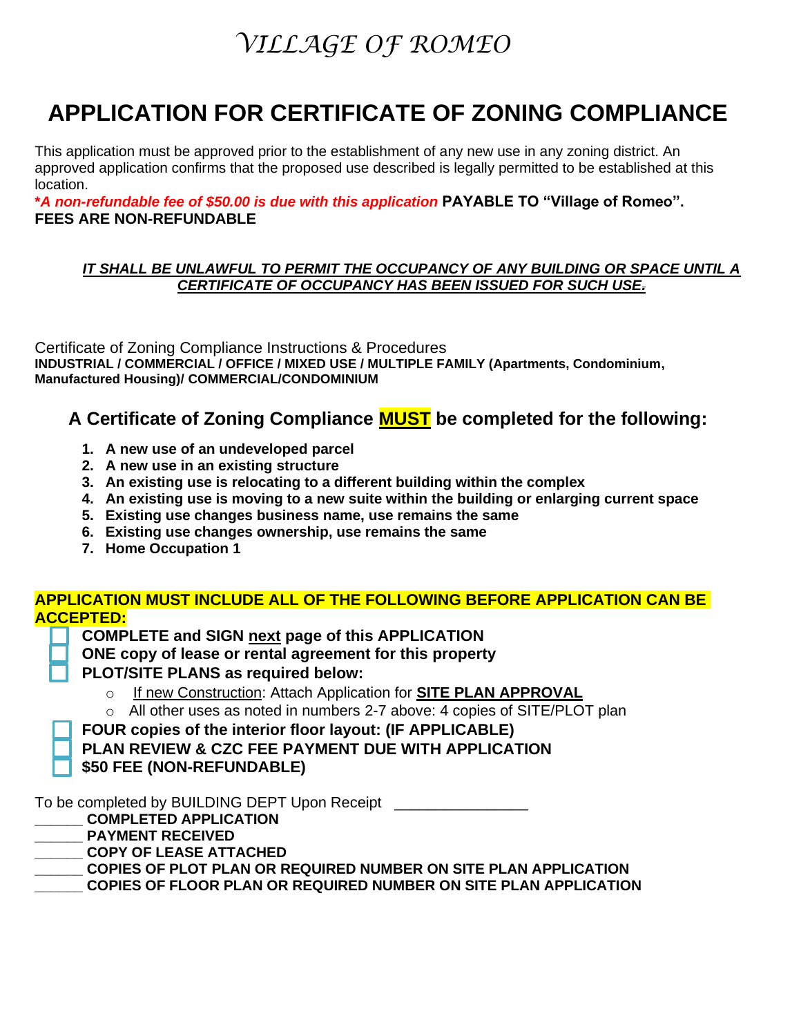# *VILLAGE OF ROMEO*

# APPLICATION FOR CERTIFICATE OF ZONING COMPLIANCE

This application must be approved prior to the establishment of any new use in any zoning district. An approved application confirms that the proposed use described is legally permitted to be established at this location.

***A non-refundable fee of $50.00 is due with this application* PAYABLE TO "Village of Romeo". FEES ARE NON-REFUNDABLE**

***IT SHALL BE UNLAWFUL TO PERMIT THE OCCUPANCY OF ANY BUILDING OR SPACE UNTIL A CERTIFICATE OF OCCUPANCY HAS BEEN ISSUED FOR SUCH USE.***

Certificate of Zoning Compliance Instructions & Procedures
**INDUSTRIAL / COMMERCIAL / OFFICE / MIXED USE / MULTIPLE FAMILY (Apartments, Condominium, Manufactured Housing)/ COMMERCIAL/CONDOMINIUM**

## A Certificate of Zoning Compliance MUST be completed for the following:

1. **A new use of an undeveloped parcel**
2. **A new use in an existing structure**
3. **An existing use is relocating to a different building within the complex**
4. **An existing use is moving to a new suite within the building or enlarging current space**
5. **Existing use changes business name, use remains the same**
6. **Existing use changes ownership, use remains the same**
7. **Home Occupation 1**

**APPLICATION MUST INCLUDE ALL OF THE FOLLOWING BEFORE APPLICATION CAN BE ACCEPTED:**

- ☐ **COMPLETE and SIGN next page of this APPLICATION**
- ☐ **ONE copy of lease or rental agreement for this property**
- ☐ **PLOT/SITE PLANS as required below:**
  - If new Construction: Attach Application for **SITE PLAN APPROVAL**
  - All other uses as noted in numbers 2-7 above: 4 copies of SITE/PLOT plan
- ☐ **FOUR copies of the interior floor layout: (IF APPLICABLE)**
- ☐ **PLAN REVIEW & CZC FEE PAYMENT DUE WITH APPLICATION**
- ☐ **$50 FEE (NON-REFUNDABLE)**

To be completed by BUILDING DEPT Upon Receipt _______________

______ **COMPLETED APPLICATION**
______ **PAYMENT RECEIVED**
______ **COPY OF LEASE ATTACHED**
______ **COPIES OF PLOT PLAN OR REQUIRED NUMBER ON SITE PLAN APPLICATION**
______ **COPIES OF FLOOR PLAN OR REQUIRED NUMBER ON SITE PLAN APPLICATION**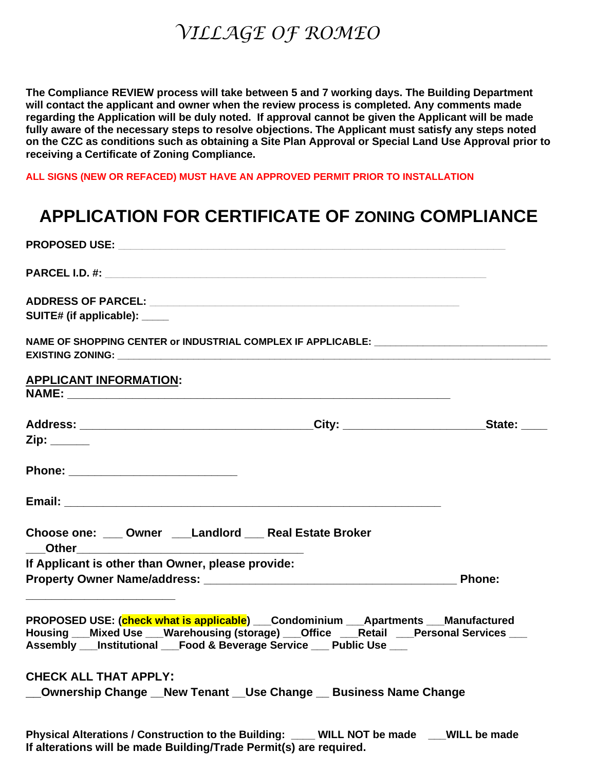# *VILLAGE OF ROMEO*

**The Compliance REVIEW process will take between 5 and 7 working days. The Building Department will contact the applicant and owner when the review process is completed. Any comments made regarding the Application will be duly noted. If approval cannot be given the Applicant will be made fully aware of the necessary steps to resolve objections. The Applicant must satisfy any steps noted on the CZC as conditions such as obtaining a Site Plan Approval or Special Land Use Approval prior to receiving a Certificate of Zoning Compliance.**

**ALL SIGNS (NEW OR REFACED) MUST HAVE AN APPROVED PERMIT PRIOR TO INSTALLATION**

## APPLICATION FOR CERTIFICATE OF ZONING COMPLIANCE

**PROPOSED USE:** ____________________________________________________________

**PARCEL I.D. #:** ____________________________________________________________

**ADDRESS OF PARCEL:** ________________________________________________
**SUITE# (if applicable):** _____

**NAME OF SHOPPING CENTER or INDUSTRIAL COMPLEX IF APPLICABLE:** ______________________________
**EXISTING ZONING:** ____________________________________________________________________________

**<u>APPLICANT INFORMATION</u>:**
**NAME:** ____________________________________________________________

**Address:** ____________________________________**City:** ______________________**State:** ____
**Zip:** ______

**Phone:** ___________________________

**Email:** ____________________________________________________________

**Choose one:** ___ **Owner** ___**Landlord** ___ **Real Estate Broker**
___**Other**___________________________________
**If Applicant is other than Owner, please provide:**
**Property Owner Name/address:** ________________________________________ **Phone:**
________________________

**PROPOSED USE: (check what is applicable)** ___**Condominium** ___**Apartments** ___**Manufactured Housing** ___**Mixed Use** ___**Warehousing (storage)** ___**Office** ___**Retail** ___**Personal Services** ___ **Assembly** ___**Institutional** ___**Food & Beverage Service** ___ **Public Use** ___

**CHECK ALL THAT APPLY:**
__**Ownership Change** __**New Tenant** __**Use Change** __ **Business Name Change**

**Physical Alterations / Construction to the Building:** ____ **WILL NOT be made** ___**WILL be made**
**If alterations will be made Building/Trade Permit(s) are required.**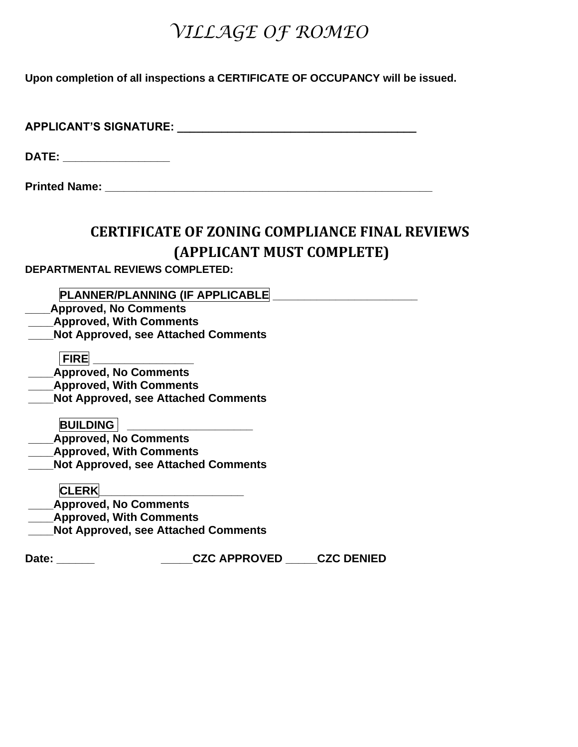# *VILLAGE OF ROMEO*

**Upon completion of all inspections a CERTIFICATE OF OCCUPANCY will be issued.**

**APPLICANT'S SIGNATURE: _______________________________________**

**DATE: _________________**

**Printed Name: _____________________________________________________**

## CERTIFICATE OF ZONING COMPLIANCE FINAL REVIEWS (APPLICANT MUST COMPLETE)

**DEPARTMENTAL REVIEWS COMPLETED:**

**PLANNER/PLANNING (IF APPLICABLE ________________________**

**____Approved, No Comments**
**____Approved, With Comments**
**____Not Approved, see Attached Comments**

**FIRE ________________**

**____Approved, No Comments**
**____Approved, With Comments**
**____Not Approved, see Attached Comments**

**BUILDING ____________________**

**____Approved, No Comments**
**____Approved, With Comments**
**____Not Approved, see Attached Comments**

**CLERK________________________**

**____Approved, No Comments**
**____Approved, With Comments**
**____Not Approved, see Attached Comments**

**Date: ______ _____CZC APPROVED _____CZC DENIED**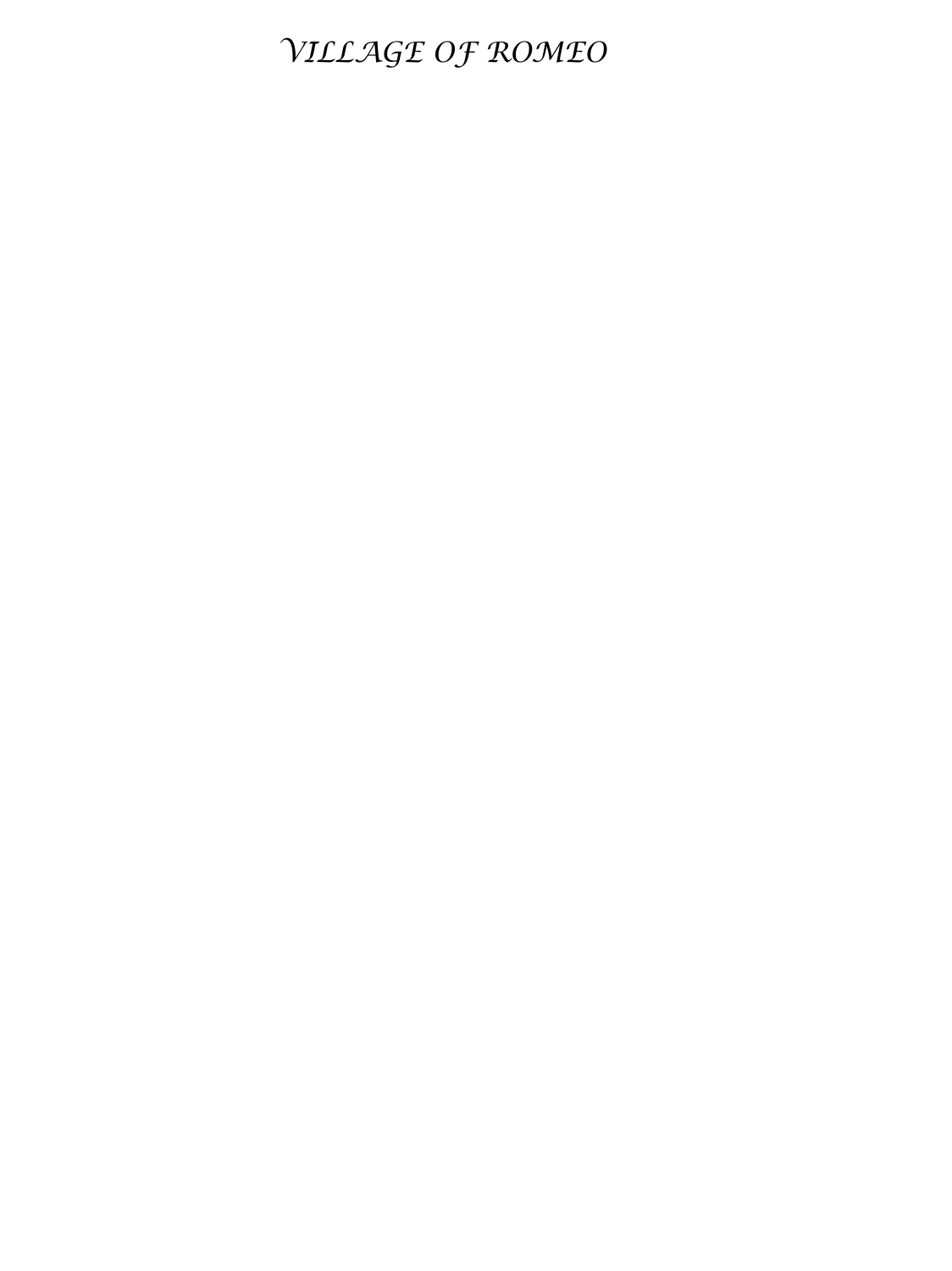# VILLAGE OF ROMEO